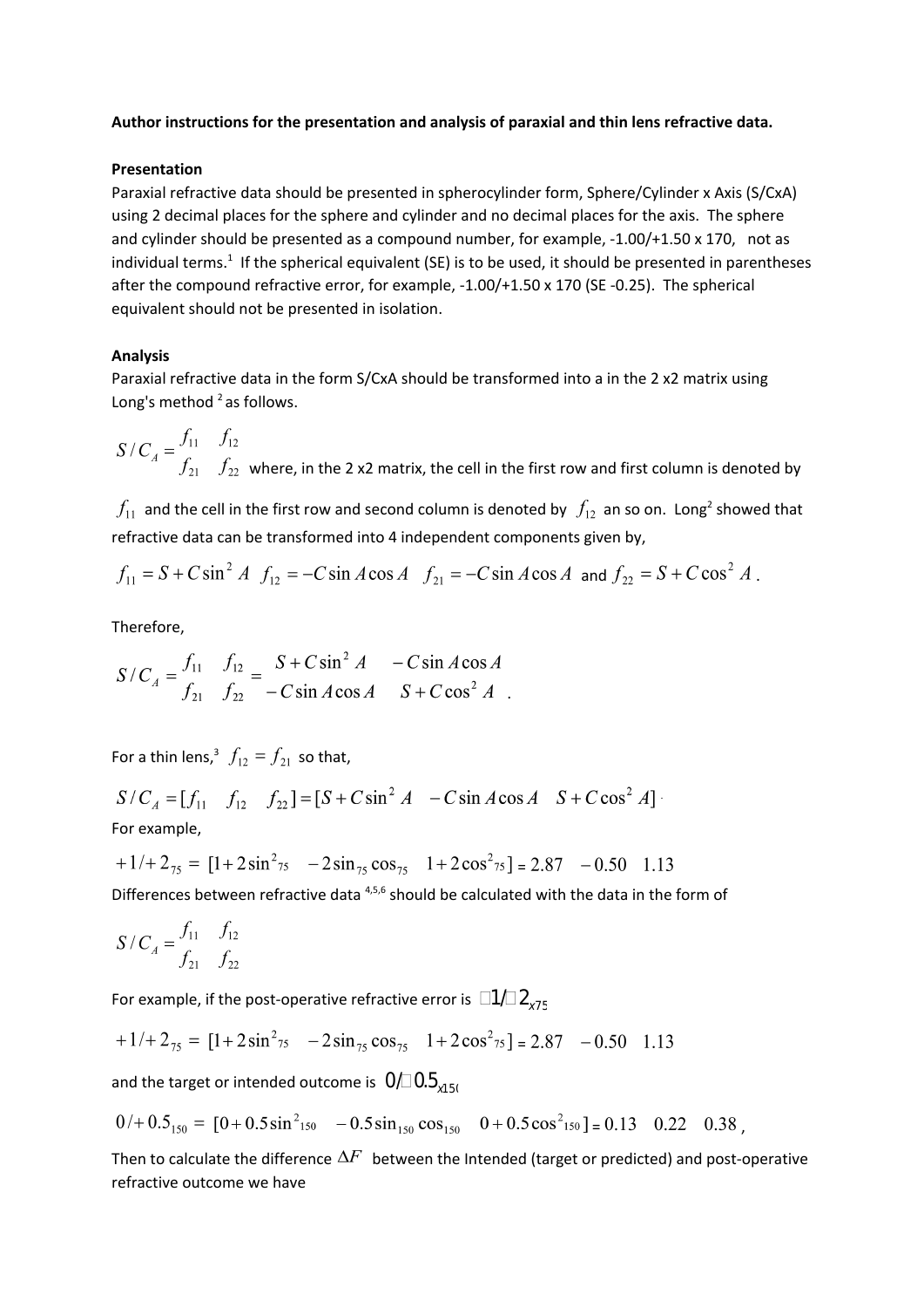**Author instructions for the presentation and analysis of paraxial and thin lens refractive data.**

**Presentation**

Paraxial refractive data should be presented in spherocylinder form, Sphere/Cylinder x Axis (S/CxA) using 2 decimal places for the sphere and cylinder and no decimal places for the axis. The sphere and cylinder should be presented as a compound number, for example, -1.00/+1.50 x 170, not as individual terms.[1] If the spherical equivalent (SE) is to be used, it should be presented in parentheses after the compound refractive error, for example, -1.00/+1.50 x 170 (SE -0.25). The spherical equivalent should not be presented in isolation.

**Analysis**

Paraxial refractive data in the form S/CxA should be transformed into a in the 2 x2 matrix using Long's method [2] as follows.

$$S/C_A = \begin{matrix} f_{11} & f_{12} \\ f_{21} & f_{22} \end{matrix}$$

where, in the 2 x2 matrix, the cell in the first row and first column is denoted by $f_{11}$ and the cell in the first row and second column is denoted by $f_{12}$ an so on. Long[2] showed that refractive data can be transformed into 4 independent components given by,

$f_{11} = S + C\sin^2 A$ $\quad f_{12} = -C\sin A\cos A$ $\quad f_{21} = -C\sin A\cos A$ and $f_{22} = S + C\cos^2 A$.

Therefore,

$$S/C_A = \begin{matrix} f_{11} & f_{12} \\ f_{21} & f_{22} \end{matrix} = \begin{matrix} S + C\sin^2 A & -C\sin A\cos A \\ -C\sin A\cos A & S + C\cos^2 A \end{matrix}.$$

For a thin lens,[3] $f_{12} = f_{21}$ so that,

$$S/C_A = [f_{11} \quad f_{12} \quad f_{22}] = [S + C\sin^2 A \quad -C\sin A\cos A \quad S + C\cos^2 A].$$

For example,

$$+1/+2_{75} = [1 + 2\sin^2{}_{75} \quad -2\sin_{75}\cos_{75} \quad 1 + 2\cos^2{}_{75}] = 2.87 \quad -0.50 \quad 1.13$$

Differences between refractive data [4,5,6] should be calculated with the data in the form of

$$S/C_A = \begin{matrix} f_{11} & f_{12} \\ f_{21} & f_{22} \end{matrix}$$

For example, if the post-operative refractive error is $+1/+2_{x75}$

$$+1/+2_{75} = [1 + 2\sin^2{}_{75} \quad -2\sin_{75}\cos_{75} \quad 1 + 2\cos^2{}_{75}] = 2.87 \quad -0.50 \quad 1.13$$

and the target or intended outcome is $0/+0.5_{x150}$

$$0/+0.5_{150} = [0 + 0.5\sin^2{}_{150} \quad -0.5\sin_{150}\cos_{150} \quad 0 + 0.5\cos^2{}_{150}] = 0.13 \quad 0.22 \quad 0.38,$$

Then to calculate the difference $\Delta F$ between the Intended (target or predicted) and post-operative refractive outcome we have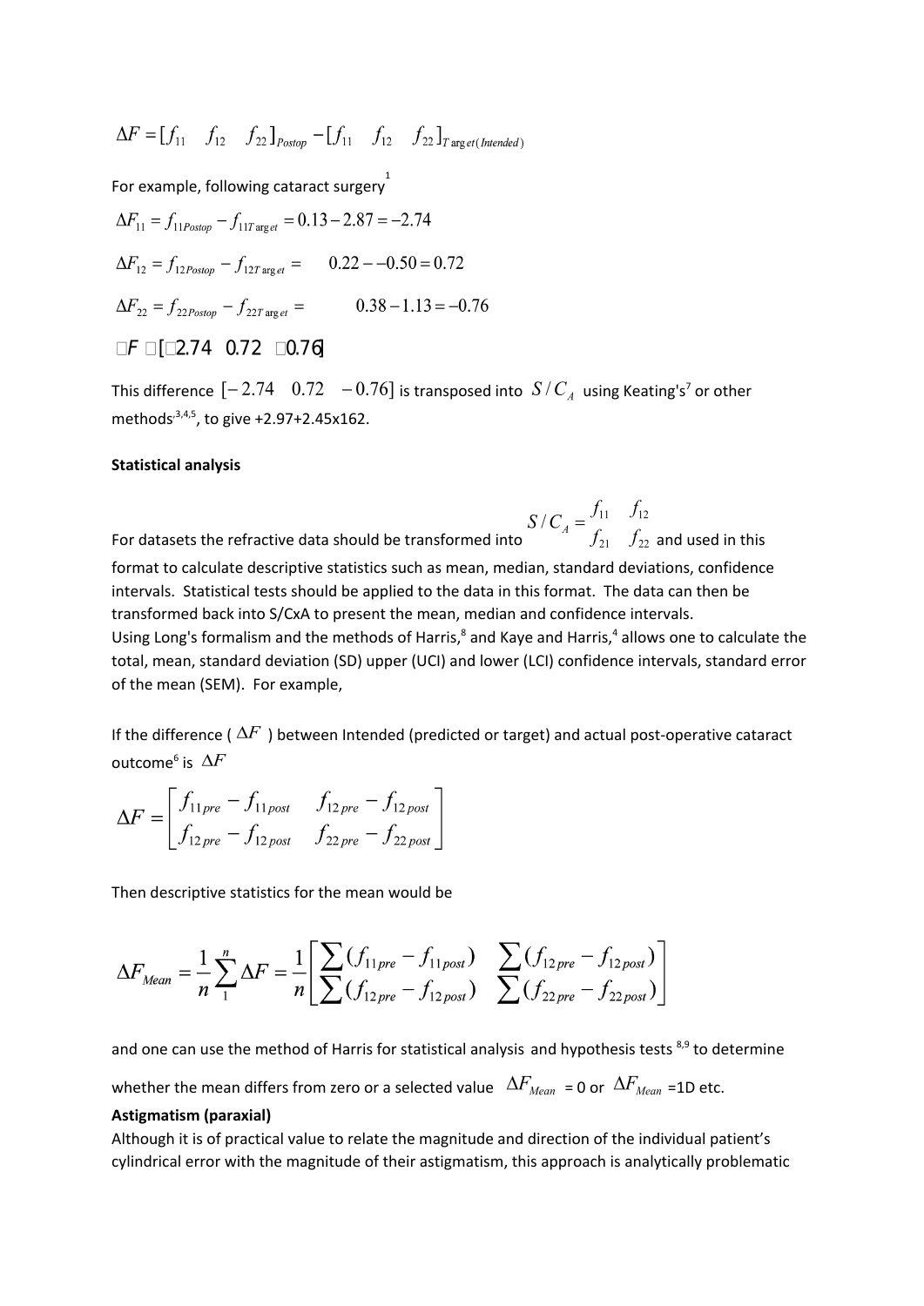$$\Delta F = [f_{11} \quad f_{12} \quad f_{22}]_{Postop} - [f_{11} \quad f_{12} \quad f_{22}]_{Target(Intended)}$$

For example, following cataract surgery[1]

$$\Delta F_{11} = f_{11Postop} - f_{11Target} = 0.13 - 2.87 = -2.74$$

$$\Delta F_{12} = f_{12Postop} - f_{12Target} = \quad 0.22 - -0.50 = 0.72$$

$$\Delta F_{22} = f_{22Postop} - f_{22Target} = \quad 0.38 - 1.13 = -0.76$$

$$\Delta F = [-2.74 \quad 0.72 \quad -0.76]$$

This difference $[-2.74 \quad 0.72 \quad -0.76]$ is transposed into $S/C_A$ using Keating's[7] or other methods[3,4,5], to give +2.97+2.45x162.

**Statistical analysis**

For datasets the refractive data should be transformed into $S/C_A = \begin{matrix} f_{11} & f_{12} \\ f_{21} & f_{22} \end{matrix}$ and used in this format to calculate descriptive statistics such as mean, median, standard deviations, confidence intervals. Statistical tests should be applied to the data in this format. The data can then be transformed back into S/CxA to present the mean, median and confidence intervals.

Using Long's formalism and the methods of Harris,[8] and Kaye and Harris,[4] allows one to calculate the total, mean, standard deviation (SD) upper (UCI) and lower (LCI) confidence intervals, standard error of the mean (SEM). For example,

If the difference ( $\Delta F$ ) between Intended (predicted or target) and actual post-operative cataract outcome[6] is $\Delta F$

$$\Delta F = \begin{bmatrix} f_{11pre} - f_{11post} & f_{12pre} - f_{12post} \\ f_{12pre} - f_{12post} & f_{22pre} - f_{22post} \end{bmatrix}$$

Then descriptive statistics for the mean would be

$$\Delta F_{Mean} = \frac{1}{n}\sum_{1}^{n} \Delta F = \frac{1}{n}\begin{bmatrix} \sum(f_{11pre} - f_{11post}) & \sum(f_{12pre} - f_{12post}) \\ \sum(f_{12pre} - f_{12post}) & \sum(f_{22pre} - f_{22post}) \end{bmatrix}$$

and one can use the method of Harris for statistical analysis and hypothesis tests [8,9] to determine whether the mean differs from zero or a selected value $\Delta F_{Mean}$ = 0 or $\Delta F_{Mean}$ =1D etc.

**Astigmatism (paraxial)**

Although it is of practical value to relate the magnitude and direction of the individual patient's cylindrical error with the magnitude of their astigmatism, this approach is analytically problematic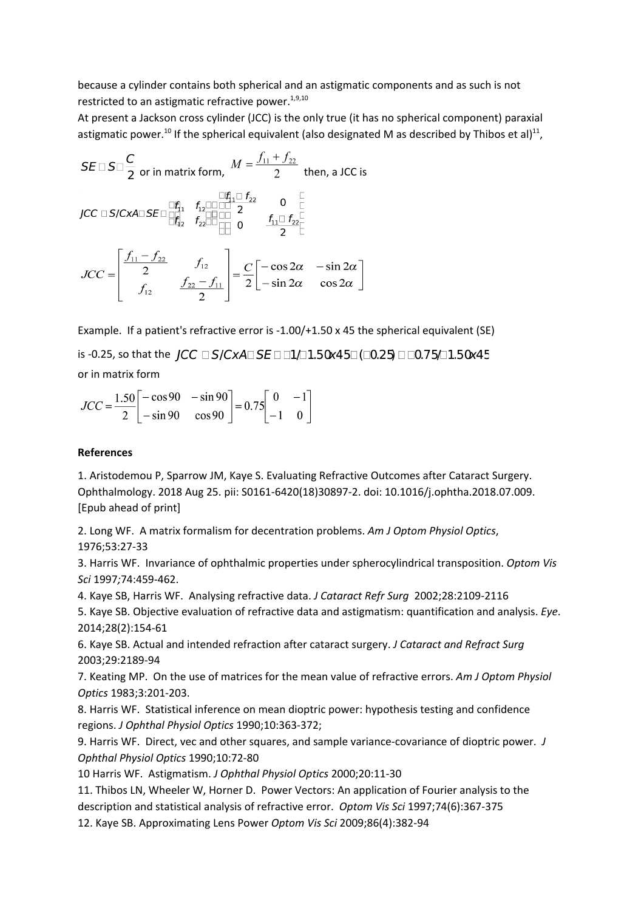because a cylinder contains both spherical and an astigmatic components and as such is not restricted to an astigmatic refractive power.[1,9,10]

At present a Jackson cross cylinder (JCC) is the only true (it has no spherical component) paraxial astigmatic power.[10] If the spherical equivalent (also designated M as described by Thibos et al)[11],

$SE = S + \frac{C}{2}$ or in matrix form, $M = \frac{f_{11} + f_{22}}{2}$ then, a JCC is

$$JCC = S/CxA - SE = \begin{bmatrix} f_{11} & f_{12} \\ f_{12} & f_{22} \end{bmatrix} - \begin{bmatrix} \frac{f_{11} + f_{22}}{2} & 0 \\ 0 & \frac{f_{11} + f_{22}}{2} \end{bmatrix}$$

$$JCC = \begin{bmatrix} \frac{f_{11} - f_{22}}{2} & f_{12} \\ f_{12} & \frac{f_{22} - f_{11}}{2} \end{bmatrix} = \frac{C}{2} \begin{bmatrix} -\cos 2\alpha & -\sin 2\alpha \\ -\sin 2\alpha & \cos 2\alpha \end{bmatrix}$$

Example. If a patient's refractive error is -1.00/+1.50 x 45 the spherical equivalent (SE)

is -0.25, so that the $JCC = S/CxA - SE = -1/+1.50x45 - (-0.25) = -0.75/+1.50x45$

or in matrix form

$$JCC = \frac{1.50}{2} \begin{bmatrix} -\cos 90 & -\sin 90 \\ -\sin 90 & \cos 90 \end{bmatrix} = 0.75 \begin{bmatrix} 0 & -1 \\ -1 & 0 \end{bmatrix}$$

**References**

1. Aristodemou P, Sparrow JM, Kaye S. Evaluating Refractive Outcomes after Cataract Surgery. Ophthalmology. 2018 Aug 25. pii: S0161-6420(18)30897-2. doi: 10.1016/j.ophtha.2018.07.009. [Epub ahead of print]

2. Long WF. A matrix formalism for decentration problems. *Am J Optom Physiol Optics*, 1976;53:27-33

3. Harris WF. Invariance of ophthalmic properties under spherocylindrical transposition. *Optom Vis Sci* 1997;74:459-462.

4. Kaye SB, Harris WF. Analysing refractive data. *J Cataract Refr Surg* 2002;28:2109-2116

5. Kaye SB. Objective evaluation of refractive data and astigmatism: quantification and analysis. *Eye*. 2014;28(2):154-61

6. Kaye SB. Actual and intended refraction after cataract surgery. *J Cataract and Refract Surg* 2003;29:2189-94

7. Keating MP. On the use of matrices for the mean value of refractive errors. *Am J Optom Physiol Optics* 1983;3:201-203.

8. Harris WF. Statistical inference on mean dioptric power: hypothesis testing and confidence regions. *J Ophthal Physiol Optics* 1990;10:363-372;

9. Harris WF. Direct, vec and other squares, and sample variance-covariance of dioptric power. *J Ophthal Physiol Optics* 1990;10:72-80

10 Harris WF. Astigmatism. *J Ophthal Physiol Optics* 2000;20:11-30

11. Thibos LN, Wheeler W, Horner D. Power Vectors: An application of Fourier analysis to the description and statistical analysis of refractive error. *Optom Vis Sci* 1997;74(6):367-375

12. Kaye SB. Approximating Lens Power *Optom Vis Sci* 2009;86(4):382-94